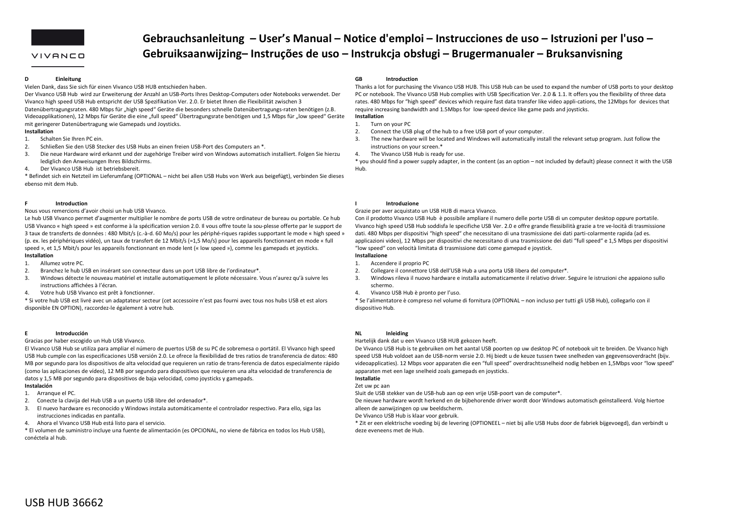VIVANCO

# Gebrauchsanleitung – User's Manual – Notice d'emploi – Instrucciones de uso – Istruzioni per l'uso – Gebruiksaanwijzing– Instruções de uso – Instrukcja obsługi – Brugermanualer – Bruksanvisning

## D Einleitung

Vielen Dank, dass Sie sich für einen Vivanco USB HUB entschieden haben.

Der Vivanco USB Hub wird zur Erweiterung der Anzahl an USB-Ports Ihres Desktop-Computers oder Notebooks verwendet. Der Vivanco high speed USB Hub entspricht der USB Spezifikation Ver. 2.0. Er bietet Ihnen die Flexibilität zwischen 3 Datenübertragungsraten. 480 Mbps für „high speed" Geräte die besonders schnelle Datenübertragungs-raten benötigen (z.B. Videoapplikationen), 12 Mbps für Geräte die einen „full speed" Übertragungsrate benötigen und 1,5 Mbps für „low speed" Geräte mit geringerer Datenübertragung wie Gamepads und Joysticks.

**Installation**

1. Schalten Sie Ihren PC ein.
2. Schließen Sie den USB Stecker des USB Hubs an einen freien USB-Port des Computers an *.
3. Die neue Hardware wird erkannt und der zugehörige Treiber wird von Windows automatisch installiert. Folgen Sie hierzu lediglich den Anweisungen Ihres Bildschirms.
4. Der Vivanco USB Hub ist betriebsbereit.

* Befindet sich ein Netzteil im Lieferumfang (OPTIONAL – nicht bei allen USB Hubs von Werk aus beigefügt), verbinden Sie dieses ebenso mit dem Hub.

## F Introduction

Nous vous remercions d'avoir choisi un hub USB Vivanco.

Le hub USB Vivanco permet d'augmenter multiplier le nombre de ports USB de votre ordinateur de bureau ou portable. Ce hub USB Vivanco « high speed » est conforme à la spécification version 2.0. Il vous offre toute la sou-plesse offerte par le support de 3 taux de transferts de données : 480 Mbit/s (c.-à-d. 60 Mo/s) pour les périphé-riques rapides supportant le mode « high speed » (p. ex. les périphériques vidéo), un taux de transfert de 12 Mbit/s (=1,5 Mo/s) pour les appareils fonctionnant en mode « full speed », et 1,5 Mbit/s pour les appareils fonctionnant en mode lent (« low speed »), comme les gamepads et joysticks.

**Installation**

1. Allumez votre PC.
2. Branchez le hub USB en insérant son connecteur dans un port USB libre de l'ordinateur*.
3. Windows détecte le nouveau matériel et installe automatiquement le pilote nécessaire. Vous n'aurez qu'à suivre les instructions affichées à l'écran.
4. Votre hub USB Vivanco est prêt à fonctionner.

* Si votre hub USB est livré avec un adaptateur secteur (cet accessoire n'est pas fourni avec tous nos hubs USB et est alors disponible EN OPTION), raccordez-le également à votre hub.

## E Introducción

Gracias por haber escogido un Hub USB Vivanco.

El Vivanco USB Hub se utiliza para ampliar el número de puertos USB de su PC de sobremesa o portátil. El Vivanco high speed USB Hub cumple con las especificaciones USB versión 2.0. Le ofrece la flexibilidad de tres ratios de transferencia de datos: 480 MB por segundo para los dispositivos de alta velocidad que requieren un ratio de trans-ferencia de datos especialmente rápido (como las aplicaciones de vídeo), 12 MB por segundo para dispositivos que requieren una alta velocidad de transferencia de datos y 1,5 MB por segundo para dispositivos de baja velocidad, como joysticks y gamepads.

**Instalación**

1. Arranque el PC.
2. Conecte la clavija del Hub USB a un puerto USB libre del ordenador*.
3. El nuevo hardware es reconocido y Windows instala automáticamente el controlador respectivo. Para ello, siga las instrucciones indicadas en pantalla.
4. Ahora el Vivanco USB Hub está listo para el servicio.

* El volumen de suministro incluye una fuente de alimentación (es OPCIONAL, no viene de fábrica en todos los Hub USB), conéctela al hub.

## GB Introduction

Thanks a lot for purchasing the Vivanco USB HUB. This USB Hub can be used to expand the number of USB ports to your desktop PC or notebook. The Vivanco USB Hub complies with USB Specification Ver. 2.0 & 1.1. It offers you the flexibility of three data rates. 480 Mbps for "high speed" devices which require fast data transfer like video appli-cations, the 12Mbps for devices that require increasing bandwidth and 1.5Mbps for low-speed device like game pads and joysticks.

**Installation**

1. Turn on your PC
2. Connect the USB plug of the hub to a free USB port of your computer.
3. The new hardware will be located and Windows will automatically install the relevant setup program. Just follow the instructions on your screen.*
4. The Vivanco USB Hub is ready for use.

* you should find a power supply adapter, in the content (as an option – not included by default) please connect it with the USB Hub.

## I Introduzione

Grazie per aver acquistato un USB HUB di marca Vivanco.

Con il prodotto Vivanco USB Hub è possibile ampliare il numero delle porte USB di un computer desktop oppure portatile. Vivanco high speed USB Hub soddisfa le specifiche USB Ver. 2.0 e offre grande flessibilità grazie a tre ve-locità di trasmissione dati. 480 Mbps per dispositivi "high speed" che necessitano di una trasmissione dei dati parti-colarmente rapida (ad es. applicazioni video), 12 Mbps per dispositivi che necessitano di una trasmissione dei dati "full speed" e 1,5 Mbps per dispositivi "low speed" con velocità limitata di trasmissione dati come gamepad e joystick.

**Installazione**

1. Accendere il proprio PC
2. Collegare il connettore USB dell'USB Hub a una porta USB libera del computer*.
3. Windows rileva il nuovo hardware e installa automaticamente il relativo driver. Seguire le istruzioni che appaiono sullo schermo.
4. Vivanco USB Hub è pronto per l'uso.

* Se l'alimentatore è compreso nel volume di fornitura (OPTIONAL – non incluso per tutti gli USB Hub), collegarlo con il dispositivo Hub.

## NL Inleiding

Hartelijk dank dat u een Vivanco USB HUB gekozen heeft.

De Vivanco USB Hub is te gebruiken om het aantal USB poorten op uw desktop PC of notebook uit te breiden. De Vivanco high speed USB Hub voldoet aan de USB-norm versie 2.0. Hij biedt u de keuze tussen twee snelheden van gegevensoverdracht (bijv. videoapplicaties). 12 Mbps voor apparaten die een "full speed" overdrachtssnelheid nodig hebben en 1,5Mbps voor "low speed" apparaten met een lage snelheid zoals gamepads en joysticks.

**Installatie**

Zet uw pc aan

Sluit de USB stekker van de USB-hub aan op een vrije USB-poort van de computer*.

De nieuwe hardware wordt herkend en de bijbehorende driver wordt door Windows automatisch geïnstalleerd. Volg hiertoe alleen de aanwijzingen op uw beeldscherm.

De Vivanco USB Hub is klaar voor gebruik.

* Zit er een elektrische voeding bij de levering (OPTIONEEL – niet bij alle USB Hubs door de fabriek bijgevoegd), dan verbindt u deze eveneens met de Hub.

USB HUB 36662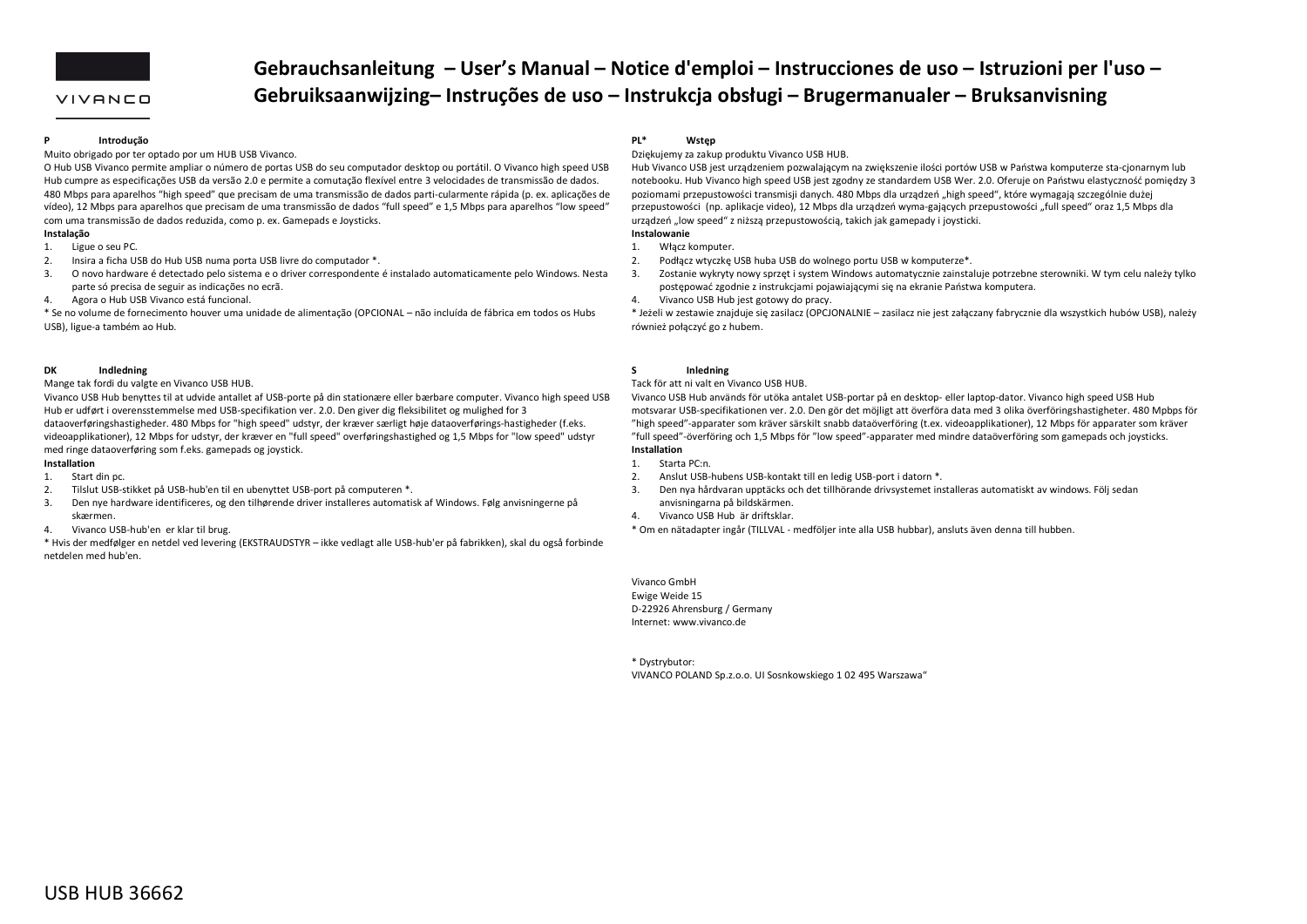VIVANCO

# Gebrauchsanleitung – User's Manual – Notice d'emploi – Instrucciones de uso – Istruzioni per l'uso – Gebruiksaanwijzing– Instruções de uso – Instrukcja obsługi – Brugermanualer – Bruksanvisning

## P Introdução

Muito obrigado por ter optado por um HUB USB Vivanco.

O Hub USB Vivanco permite ampliar o número de portas USB do seu computador desktop ou portátil. O Vivanco high speed USB Hub cumpre as especificações USB da versão 2.0 e permite a comutação flexível entre 3 velocidades de transmissão de dados. 480 Mbps para aparelhos "high speed" que precisam de uma transmissão de dados parti-cularmente rápida (p. ex. aplicações de vídeo), 12 Mbps para aparelhos que precisam de uma transmissão de dados "full speed" e 1,5 Mbps para aparelhos "low speed" com uma transmissão de dados reduzida, como p. ex. Gamepads e Joysticks.

**Instalação**

1. Ligue o seu PC.
2. Insira a ficha USB do Hub USB numa porta USB livre do computador *.
3. O novo hardware é detectado pelo sistema e o driver correspondente é instalado automaticamente pelo Windows. Nesta parte só precisa de seguir as indicações no ecrã.
4. Agora o Hub USB Vivanco está funcional.

* Se no volume de fornecimento houver uma unidade de alimentação (OPCIONAL – não incluída de fábrica em todos os Hubs USB), ligue-a também ao Hub.

## DK Indledning

Mange tak fordi du valgte en Vivanco USB HUB.

Vivanco USB Hub benyttes til at udvide antallet af USB-porte på din stationære eller bærbare computer. Vivanco high speed USB Hub er udført i overensstemmelse med USB-specifikation ver. 2.0. Den giver dig fleksibilitet og mulighed for 3 dataoverføringshastigheder. 480 Mbps for "high speed" udstyr, der kræver særligt høje dataoverførings-hastigheder (f.eks. videoapplikationer), 12 Mbps for udstyr, der kræver en "full speed" overføringshastighed og 1,5 Mbps for "low speed" udstyr med ringe dataoverføring som f.eks. gamepads og joystick.

**Installation**

1. Start din pc.
2. Tilslut USB-stikket på USB-hub'en til en ubenyttet USB-port på computeren *.
3. Den nye hardware identificeres, og den tilhørende driver installeres automatisk af Windows. Følg anvisningerne på skærmen.
4. Vivanco USB-hub'en er klar til brug.

* Hvis der medfølger en netdel ved levering (EKSTRAUDSTYR – ikke vedlagt alle USB-hub'er på fabrikken), skal du også forbinde netdelen med hub'en.

## PL* Wstęp

Dziękujemy za zakup produktu Vivanco USB HUB.

Hub Vivanco USB jest urządzeniem pozwalającym na zwiększenie ilości portów USB w Państwa komputerze sta-cjonarnym lub notebooku. Hub Vivanco high speed USB jest zgodny ze standardem USB Wer. 2.0. Oferuje on Państwu elastyczność pomiędzy 3 poziomami przepustowości transmisji danych. 480 Mbps dla urządzeń „high speed", które wymagają szczególnie dużej przepustowości (np. aplikacje video), 12 Mbps dla urządzeń wyma-gających przepustowości „full speed" oraz 1,5 Mbps dla urządzeń „low speed" z niższą przepustowością, takich jak gamepady i joysticki.

**Instalowanie**

1. Włącz komputer.
2. Podłącz wtyczkę USB huba USB do wolnego portu USB w komputerze*.
3. Zostanie wykryty nowy sprzęt i system Windows automatycznie zainstaluje potrzebne sterowniki. W tym celu należy tylko postępować zgodnie z instrukcjami pojawiającymi się na ekranie Państwa komputera.
4. Vivanco USB Hub jest gotowy do pracy.

* Jeżeli w zestawie znajduje się zasilacz (OPCJONALNIE – zasilacz nie jest załączany fabrycznie dla wszystkich hubów USB), należy również połączyć go z hubem.

## S Inledning

Tack för att ni valt en Vivanco USB HUB.

Vivanco USB Hub används för utöka antalet USB-portar på en desktop- eller laptop-dator. Vivanco high speed USB Hub motsvarar USB-specifikationen ver. 2.0. Den gör det möjligt att överföra data med 3 olika överföringshastigheter. 480 Mpbps för "high speed"-apparater som kräver särskilt snabb dataöverföring (t.ex. videoapplikationer), 12 Mbps för apparater som kräver "full speed"-överföring och 1,5 Mbps för "low speed"-apparater med mindre dataöverföring som gamepads och joysticks.

**Installation**

1. Starta PC:n.
2. Anslut USB-hubens USB-kontakt till en ledig USB-port i datorn *.
3. Den nya hårdvaran upptäcks och det tillhörande drivsystemet installeras automatiskt av windows. Följ sedan anvisningarna på bildskärmen.
4. Vivanco USB Hub är driftsklar.

* Om en nätadapter ingår (TILLVAL - medföljer inte alla USB hubbar), ansluts även denna till hubben.

Vivanco GmbH
Ewige Weide 15
D-22926 Ahrensburg / Germany
Internet: www.vivanco.de

* Dystrybutor:
VIVANCO POLAND Sp.z.o.o. Ul Sosnkowskiego 1 02 495 Warszawa"

USB HUB 36662